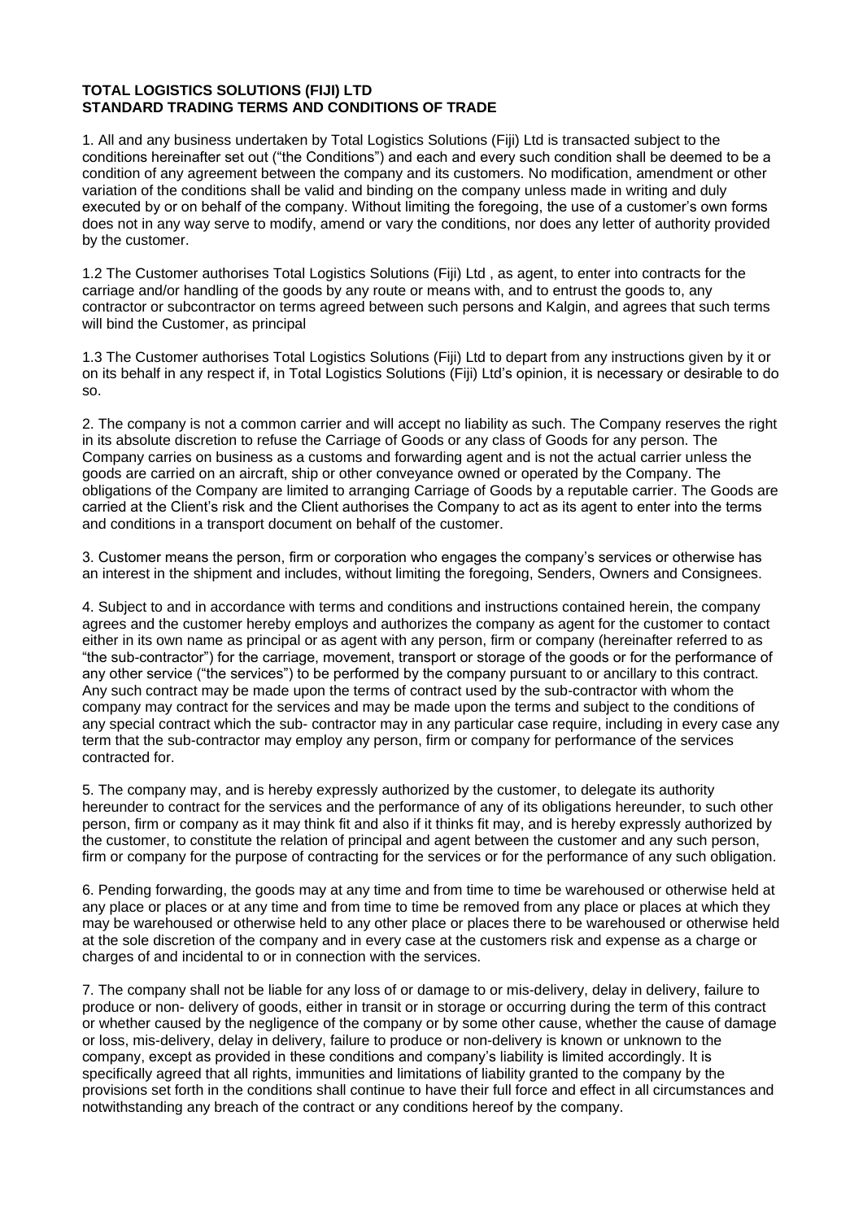**TOTAL LOGISTICS SOLUTIONS (FIJI) LTD**
**STANDARD TRADING TERMS AND CONDITIONS OF TRADE**

1. All and any business undertaken by Total Logistics Solutions (Fiji) Ltd is transacted subject to the conditions hereinafter set out ("the Conditions") and each and every such condition shall be deemed to be a condition of any agreement between the company and its customers. No modification, amendment or other variation of the conditions shall be valid and binding on the company unless made in writing and duly executed by or on behalf of the company. Without limiting the foregoing, the use of a customer's own forms does not in any way serve to modify, amend or vary the conditions, nor does any letter of authority provided by the customer.

1.2 The Customer authorises Total Logistics Solutions (Fiji) Ltd , as agent, to enter into contracts for the carriage and/or handling of the goods by any route or means with, and to entrust the goods to, any contractor or subcontractor on terms agreed between such persons and Kalgin, and agrees that such terms will bind the Customer, as principal

1.3 The Customer authorises Total Logistics Solutions (Fiji) Ltd to depart from any instructions given by it or on its behalf in any respect if, in Total Logistics Solutions (Fiji) Ltd's opinion, it is necessary or desirable to do so.

2. The company is not a common carrier and will accept no liability as such. The Company reserves the right in its absolute discretion to refuse the Carriage of Goods or any class of Goods for any person. The Company carries on business as a customs and forwarding agent and is not the actual carrier unless the goods are carried on an aircraft, ship or other conveyance owned or operated by the Company. The obligations of the Company are limited to arranging Carriage of Goods by a reputable carrier. The Goods are carried at the Client's risk and the Client authorises the Company to act as its agent to enter into the terms and conditions in a transport document on behalf of the customer.

3. Customer means the person, firm or corporation who engages the company's services or otherwise has an interest in the shipment and includes, without limiting the foregoing, Senders, Owners and Consignees.

4. Subject to and in accordance with terms and conditions and instructions contained herein, the company agrees and the customer hereby employs and authorizes the company as agent for the customer to contact either in its own name as principal or as agent with any person, firm or company (hereinafter referred to as "the sub-contractor") for the carriage, movement, transport or storage of the goods or for the performance of any other service ("the services") to be performed by the company pursuant to or ancillary to this contract. Any such contract may be made upon the terms of contract used by the sub-contractor with whom the company may contract for the services and may be made upon the terms and subject to the conditions of any special contract which the sub- contractor may in any particular case require, including in every case any term that the sub-contractor may employ any person, firm or company for performance of the services contracted for.

5. The company may, and is hereby expressly authorized by the customer, to delegate its authority hereunder to contract for the services and the performance of any of its obligations hereunder, to such other person, firm or company as it may think fit and also if it thinks fit may, and is hereby expressly authorized by the customer, to constitute the relation of principal and agent between the customer and any such person, firm or company for the purpose of contracting for the services or for the performance of any such obligation.

6. Pending forwarding, the goods may at any time and from time to time be warehoused or otherwise held at any place or places or at any time and from time to time be removed from any place or places at which they may be warehoused or otherwise held to any other place or places there to be warehoused or otherwise held at the sole discretion of the company and in every case at the customers risk and expense as a charge or charges of and incidental to or in connection with the services.

7. The company shall not be liable for any loss of or damage to or mis-delivery, delay in delivery, failure to produce or non- delivery of goods, either in transit or in storage or occurring during the term of this contract or whether caused by the negligence of the company or by some other cause, whether the cause of damage or loss, mis-delivery, delay in delivery, failure to produce or non-delivery is known or unknown to the company, except as provided in these conditions and company's liability is limited accordingly. It is specifically agreed that all rights, immunities and limitations of liability granted to the company by the provisions set forth in the conditions shall continue to have their full force and effect in all circumstances and notwithstanding any breach of the contract or any conditions hereof by the company.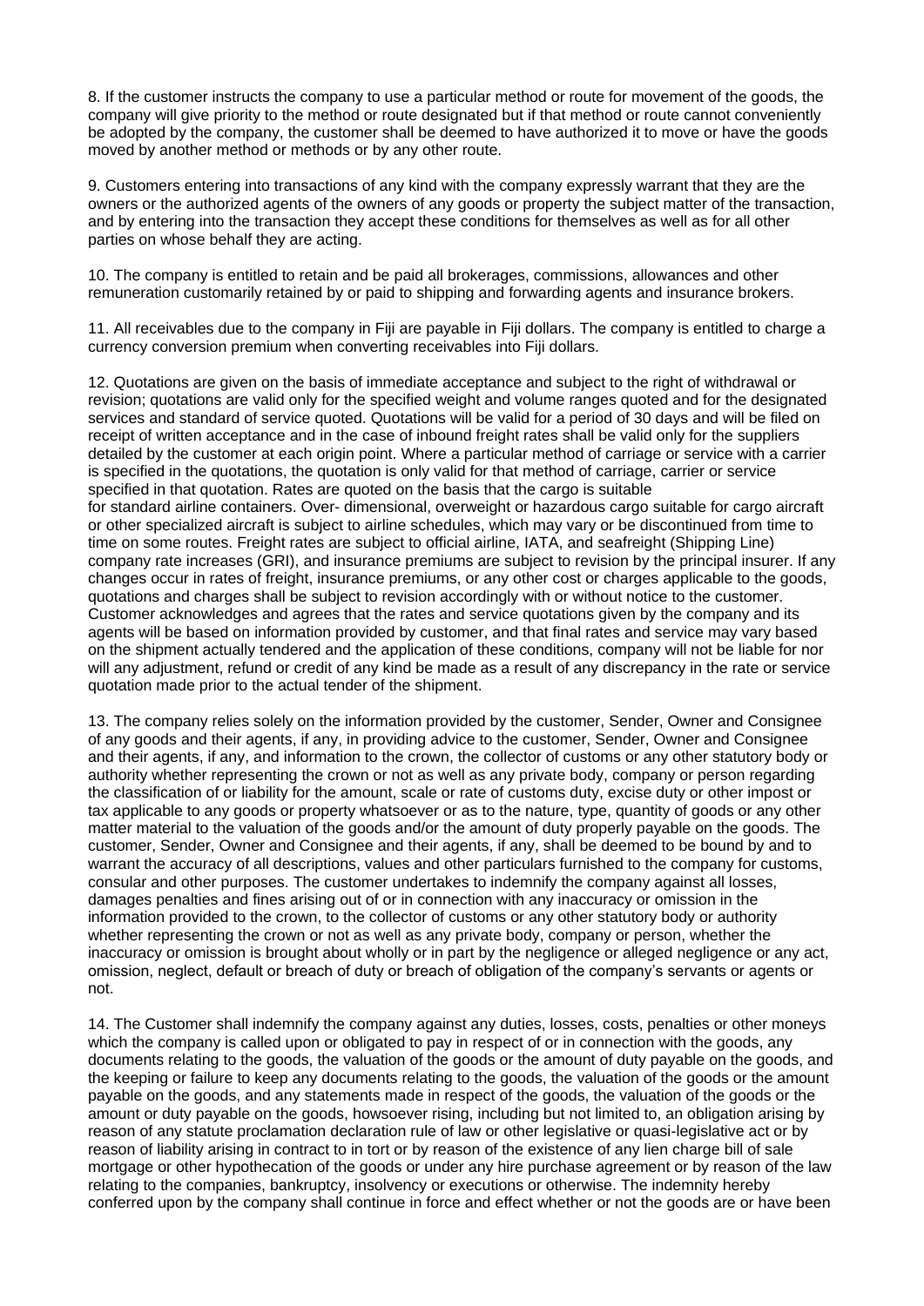8. If the customer instructs the company to use a particular method or route for movement of the goods, the company will give priority to the method or route designated but if that method or route cannot conveniently be adopted by the company, the customer shall be deemed to have authorized it to move or have the goods moved by another method or methods or by any other route.

9. Customers entering into transactions of any kind with the company expressly warrant that they are the owners or the authorized agents of the owners of any goods or property the subject matter of the transaction, and by entering into the transaction they accept these conditions for themselves as well as for all other parties on whose behalf they are acting.

10. The company is entitled to retain and be paid all brokerages, commissions, allowances and other remuneration customarily retained by or paid to shipping and forwarding agents and insurance brokers.

11. All receivables due to the company in Fiji are payable in Fiji dollars. The company is entitled to charge a currency conversion premium when converting receivables into Fiji dollars.

12. Quotations are given on the basis of immediate acceptance and subject to the right of withdrawal or revision; quotations are valid only for the specified weight and volume ranges quoted and for the designated services and standard of service quoted. Quotations will be valid for a period of 30 days and will be filed on receipt of written acceptance and in the case of inbound freight rates shall be valid only for the suppliers detailed by the customer at each origin point. Where a particular method of carriage or service with a carrier is specified in the quotations, the quotation is only valid for that method of carriage, carrier or service specified in that quotation. Rates are quoted on the basis that the cargo is suitable for standard airline containers. Over- dimensional, overweight or hazardous cargo suitable for cargo aircraft or other specialized aircraft is subject to airline schedules, which may vary or be discontinued from time to time on some routes. Freight rates are subject to official airline, IATA, and seafreight (Shipping Line) company rate increases (GRI), and insurance premiums are subject to revision by the principal insurer. If any changes occur in rates of freight, insurance premiums, or any other cost or charges applicable to the goods, quotations and charges shall be subject to revision accordingly with or without notice to the customer. Customer acknowledges and agrees that the rates and service quotations given by the company and its agents will be based on information provided by customer, and that final rates and service may vary based on the shipment actually tendered and the application of these conditions, company will not be liable for nor will any adjustment, refund or credit of any kind be made as a result of any discrepancy in the rate or service quotation made prior to the actual tender of the shipment.

13. The company relies solely on the information provided by the customer, Sender, Owner and Consignee of any goods and their agents, if any, in providing advice to the customer, Sender, Owner and Consignee and their agents, if any, and information to the crown, the collector of customs or any other statutory body or authority whether representing the crown or not as well as any private body, company or person regarding the classification of or liability for the amount, scale or rate of customs duty, excise duty or other impost or tax applicable to any goods or property whatsoever or as to the nature, type, quantity of goods or any other matter material to the valuation of the goods and/or the amount of duty properly payable on the goods. The customer, Sender, Owner and Consignee and their agents, if any, shall be deemed to be bound by and to warrant the accuracy of all descriptions, values and other particulars furnished to the company for customs, consular and other purposes. The customer undertakes to indemnify the company against all losses, damages penalties and fines arising out of or in connection with any inaccuracy or omission in the information provided to the crown, to the collector of customs or any other statutory body or authority whether representing the crown or not as well as any private body, company or person, whether the inaccuracy or omission is brought about wholly or in part by the negligence or alleged negligence or any act, omission, neglect, default or breach of duty or breach of obligation of the company's servants or agents or not.

14. The Customer shall indemnify the company against any duties, losses, costs, penalties or other moneys which the company is called upon or obligated to pay in respect of or in connection with the goods, any documents relating to the goods, the valuation of the goods or the amount of duty payable on the goods, and the keeping or failure to keep any documents relating to the goods, the valuation of the goods or the amount payable on the goods, and any statements made in respect of the goods, the valuation of the goods or the amount or duty payable on the goods, howsoever rising, including but not limited to, an obligation arising by reason of any statute proclamation declaration rule of law or other legislative or quasi-legislative act or by reason of liability arising in contract to in tort or by reason of the existence of any lien charge bill of sale mortgage or other hypothecation of the goods or under any hire purchase agreement or by reason of the law relating to the companies, bankruptcy, insolvency or executions or otherwise. The indemnity hereby conferred upon by the company shall continue in force and effect whether or not the goods are or have been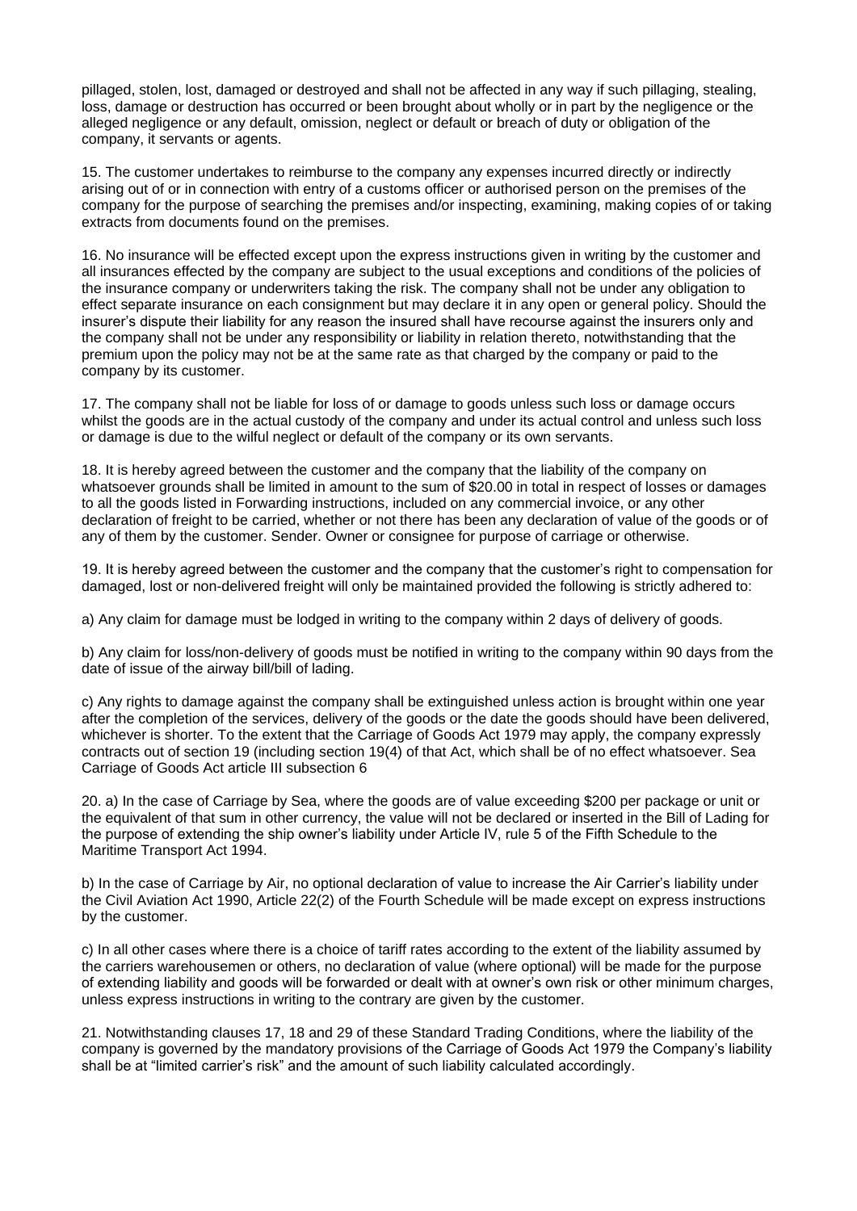pillaged, stolen, lost, damaged or destroyed and shall not be affected in any way if such pillaging, stealing, loss, damage or destruction has occurred or been brought about wholly or in part by the negligence or the alleged negligence or any default, omission, neglect or default or breach of duty or obligation of the company, it servants or agents.

15. The customer undertakes to reimburse to the company any expenses incurred directly or indirectly arising out of or in connection with entry of a customs officer or authorised person on the premises of the company for the purpose of searching the premises and/or inspecting, examining, making copies of or taking extracts from documents found on the premises.

16. No insurance will be effected except upon the express instructions given in writing by the customer and all insurances effected by the company are subject to the usual exceptions and conditions of the policies of the insurance company or underwriters taking the risk. The company shall not be under any obligation to effect separate insurance on each consignment but may declare it in any open or general policy. Should the insurer's dispute their liability for any reason the insured shall have recourse against the insurers only and the company shall not be under any responsibility or liability in relation thereto, notwithstanding that the premium upon the policy may not be at the same rate as that charged by the company or paid to the company by its customer.

17. The company shall not be liable for loss of or damage to goods unless such loss or damage occurs whilst the goods are in the actual custody of the company and under its actual control and unless such loss or damage is due to the wilful neglect or default of the company or its own servants.

18. It is hereby agreed between the customer and the company that the liability of the company on whatsoever grounds shall be limited in amount to the sum of $20.00 in total in respect of losses or damages to all the goods listed in Forwarding instructions, included on any commercial invoice, or any other declaration of freight to be carried, whether or not there has been any declaration of value of the goods or of any of them by the customer. Sender. Owner or consignee for purpose of carriage or otherwise.

19. It is hereby agreed between the customer and the company that the customer's right to compensation for damaged, lost or non-delivered freight will only be maintained provided the following is strictly adhered to:

a) Any claim for damage must be lodged in writing to the company within 2 days of delivery of goods.

b) Any claim for loss/non-delivery of goods must be notified in writing to the company within 90 days from the date of issue of the airway bill/bill of lading.

c) Any rights to damage against the company shall be extinguished unless action is brought within one year after the completion of the services, delivery of the goods or the date the goods should have been delivered, whichever is shorter. To the extent that the Carriage of Goods Act 1979 may apply, the company expressly contracts out of section 19 (including section 19(4) of that Act, which shall be of no effect whatsoever. Sea Carriage of Goods Act article III subsection 6

20. a) In the case of Carriage by Sea, where the goods are of value exceeding $200 per package or unit or the equivalent of that sum in other currency, the value will not be declared or inserted in the Bill of Lading for the purpose of extending the ship owner's liability under Article IV, rule 5 of the Fifth Schedule to the Maritime Transport Act 1994.

b) In the case of Carriage by Air, no optional declaration of value to increase the Air Carrier's liability under the Civil Aviation Act 1990, Article 22(2) of the Fourth Schedule will be made except on express instructions by the customer.

c) In all other cases where there is a choice of tariff rates according to the extent of the liability assumed by the carriers warehousemen or others, no declaration of value (where optional) will be made for the purpose of extending liability and goods will be forwarded or dealt with at owner's own risk or other minimum charges, unless express instructions in writing to the contrary are given by the customer.

21. Notwithstanding clauses 17, 18 and 29 of these Standard Trading Conditions, where the liability of the company is governed by the mandatory provisions of the Carriage of Goods Act 1979 the Company's liability shall be at "limited carrier's risk" and the amount of such liability calculated accordingly.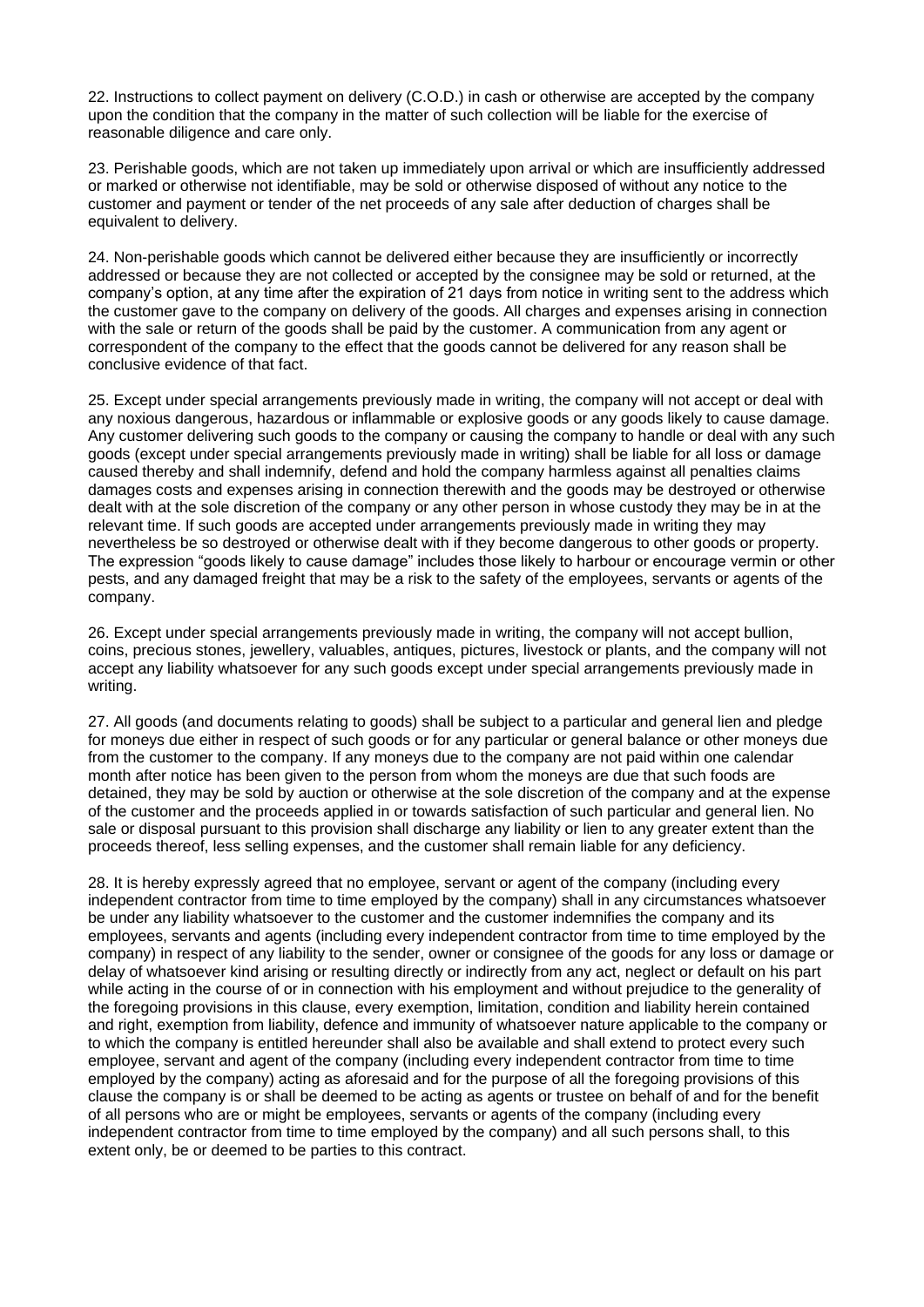22. Instructions to collect payment on delivery (C.O.D.) in cash or otherwise are accepted by the company upon the condition that the company in the matter of such collection will be liable for the exercise of reasonable diligence and care only.

23. Perishable goods, which are not taken up immediately upon arrival or which are insufficiently addressed or marked or otherwise not identifiable, may be sold or otherwise disposed of without any notice to the customer and payment or tender of the net proceeds of any sale after deduction of charges shall be equivalent to delivery.

24. Non-perishable goods which cannot be delivered either because they are insufficiently or incorrectly addressed or because they are not collected or accepted by the consignee may be sold or returned, at the company's option, at any time after the expiration of 21 days from notice in writing sent to the address which the customer gave to the company on delivery of the goods. All charges and expenses arising in connection with the sale or return of the goods shall be paid by the customer. A communication from any agent or correspondent of the company to the effect that the goods cannot be delivered for any reason shall be conclusive evidence of that fact.

25. Except under special arrangements previously made in writing, the company will not accept or deal with any noxious dangerous, hazardous or inflammable or explosive goods or any goods likely to cause damage. Any customer delivering such goods to the company or causing the company to handle or deal with any such goods (except under special arrangements previously made in writing) shall be liable for all loss or damage caused thereby and shall indemnify, defend and hold the company harmless against all penalties claims damages costs and expenses arising in connection therewith and the goods may be destroyed or otherwise dealt with at the sole discretion of the company or any other person in whose custody they may be in at the relevant time. If such goods are accepted under arrangements previously made in writing they may nevertheless be so destroyed or otherwise dealt with if they become dangerous to other goods or property. The expression "goods likely to cause damage" includes those likely to harbour or encourage vermin or other pests, and any damaged freight that may be a risk to the safety of the employees, servants or agents of the company.

26. Except under special arrangements previously made in writing, the company will not accept bullion, coins, precious stones, jewellery, valuables, antiques, pictures, livestock or plants, and the company will not accept any liability whatsoever for any such goods except under special arrangements previously made in writing.

27. All goods (and documents relating to goods) shall be subject to a particular and general lien and pledge for moneys due either in respect of such goods or for any particular or general balance or other moneys due from the customer to the company. If any moneys due to the company are not paid within one calendar month after notice has been given to the person from whom the moneys are due that such foods are detained, they may be sold by auction or otherwise at the sole discretion of the company and at the expense of the customer and the proceeds applied in or towards satisfaction of such particular and general lien. No sale or disposal pursuant to this provision shall discharge any liability or lien to any greater extent than the proceeds thereof, less selling expenses, and the customer shall remain liable for any deficiency.

28. It is hereby expressly agreed that no employee, servant or agent of the company (including every independent contractor from time to time employed by the company) shall in any circumstances whatsoever be under any liability whatsoever to the customer and the customer indemnifies the company and its employees, servants and agents (including every independent contractor from time to time employed by the company) in respect of any liability to the sender, owner or consignee of the goods for any loss or damage or delay of whatsoever kind arising or resulting directly or indirectly from any act, neglect or default on his part while acting in the course of or in connection with his employment and without prejudice to the generality of the foregoing provisions in this clause, every exemption, limitation, condition and liability herein contained and right, exemption from liability, defence and immunity of whatsoever nature applicable to the company or to which the company is entitled hereunder shall also be available and shall extend to protect every such employee, servant and agent of the company (including every independent contractor from time to time employed by the company) acting as aforesaid and for the purpose of all the foregoing provisions of this clause the company is or shall be deemed to be acting as agents or trustee on behalf of and for the benefit of all persons who are or might be employees, servants or agents of the company (including every independent contractor from time to time employed by the company) and all such persons shall, to this extent only, be or deemed to be parties to this contract.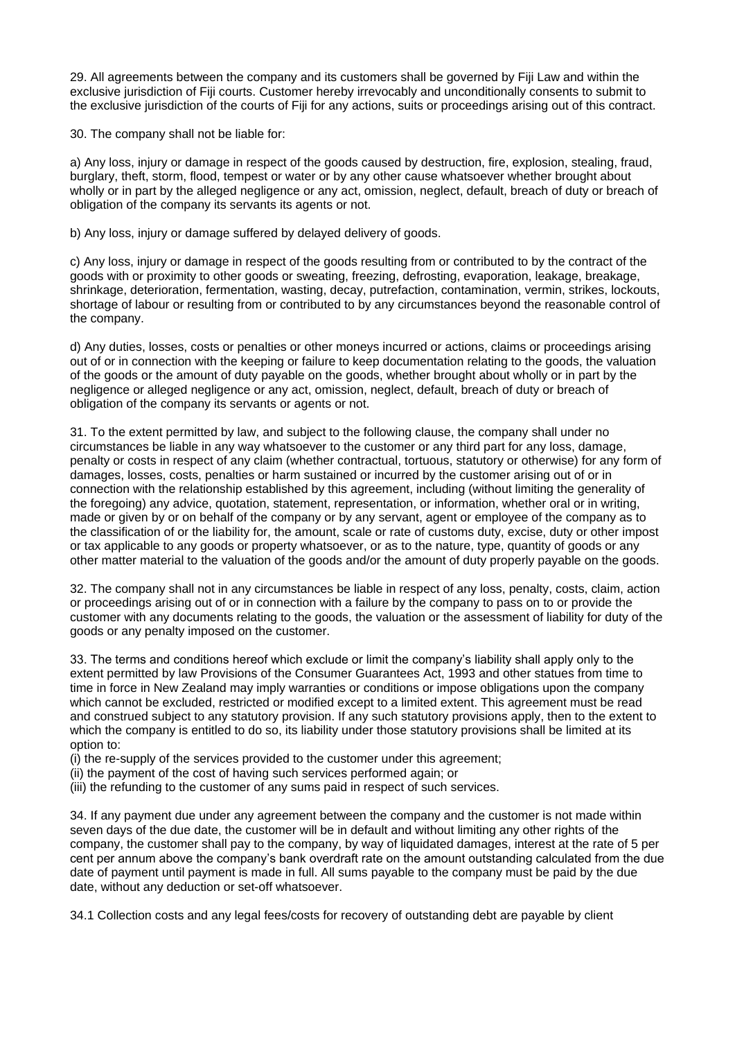29. All agreements between the company and its customers shall be governed by Fiji Law and within the exclusive jurisdiction of Fiji courts. Customer hereby irrevocably and unconditionally consents to submit to the exclusive jurisdiction of the courts of Fiji for any actions, suits or proceedings arising out of this contract.

30. The company shall not be liable for:

a) Any loss, injury or damage in respect of the goods caused by destruction, fire, explosion, stealing, fraud, burglary, theft, storm, flood, tempest or water or by any other cause whatsoever whether brought about wholly or in part by the alleged negligence or any act, omission, neglect, default, breach of duty or breach of obligation of the company its servants its agents or not.

b) Any loss, injury or damage suffered by delayed delivery of goods.

c) Any loss, injury or damage in respect of the goods resulting from or contributed to by the contract of the goods with or proximity to other goods or sweating, freezing, defrosting, evaporation, leakage, breakage, shrinkage, deterioration, fermentation, wasting, decay, putrefaction, contamination, vermin, strikes, lockouts, shortage of labour or resulting from or contributed to by any circumstances beyond the reasonable control of the company.

d) Any duties, losses, costs or penalties or other moneys incurred or actions, claims or proceedings arising out of or in connection with the keeping or failure to keep documentation relating to the goods, the valuation of the goods or the amount of duty payable on the goods, whether brought about wholly or in part by the negligence or alleged negligence or any act, omission, neglect, default, breach of duty or breach of obligation of the company its servants or agents or not.

31. To the extent permitted by law, and subject to the following clause, the company shall under no circumstances be liable in any way whatsoever to the customer or any third part for any loss, damage, penalty or costs in respect of any claim (whether contractual, tortuous, statutory or otherwise) for any form of damages, losses, costs, penalties or harm sustained or incurred by the customer arising out of or in connection with the relationship established by this agreement, including (without limiting the generality of the foregoing) any advice, quotation, statement, representation, or information, whether oral or in writing, made or given by or on behalf of the company or by any servant, agent or employee of the company as to the classification of or the liability for, the amount, scale or rate of customs duty, excise, duty or other impost or tax applicable to any goods or property whatsoever, or as to the nature, type, quantity of goods or any other matter material to the valuation of the goods and/or the amount of duty properly payable on the goods.

32. The company shall not in any circumstances be liable in respect of any loss, penalty, costs, claim, action or proceedings arising out of or in connection with a failure by the company to pass on to or provide the customer with any documents relating to the goods, the valuation or the assessment of liability for duty of the goods or any penalty imposed on the customer.

33. The terms and conditions hereof which exclude or limit the company's liability shall apply only to the extent permitted by law Provisions of the Consumer Guarantees Act, 1993 and other statues from time to time in force in New Zealand may imply warranties or conditions or impose obligations upon the company which cannot be excluded, restricted or modified except to a limited extent. This agreement must be read and construed subject to any statutory provision. If any such statutory provisions apply, then to the extent to which the company is entitled to do so, its liability under those statutory provisions shall be limited at its option to:

(i) the re-supply of the services provided to the customer under this agreement;
(ii) the payment of the cost of having such services performed again; or
(iii) the refunding to the customer of any sums paid in respect of such services.

34. If any payment due under any agreement between the company and the customer is not made within seven days of the due date, the customer will be in default and without limiting any other rights of the company, the customer shall pay to the company, by way of liquidated damages, interest at the rate of 5 per cent per annum above the company's bank overdraft rate on the amount outstanding calculated from the due date of payment until payment is made in full. All sums payable to the company must be paid by the due date, without any deduction or set-off whatsoever.

34.1 Collection costs and any legal fees/costs for recovery of outstanding debt are payable by client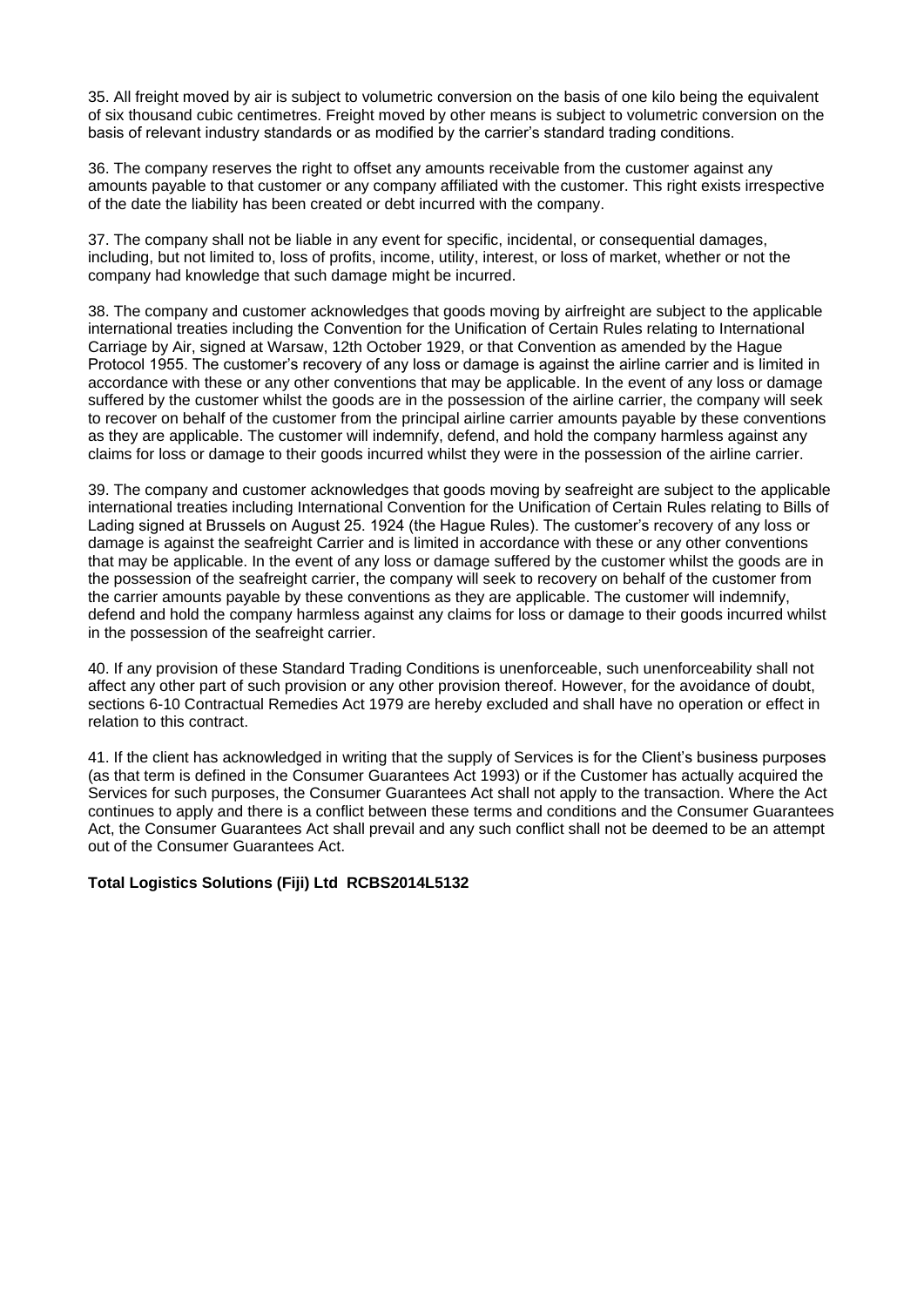35. All freight moved by air is subject to volumetric conversion on the basis of one kilo being the equivalent of six thousand cubic centimetres. Freight moved by other means is subject to volumetric conversion on the basis of relevant industry standards or as modified by the carrier's standard trading conditions.

36. The company reserves the right to offset any amounts receivable from the customer against any amounts payable to that customer or any company affiliated with the customer. This right exists irrespective of the date the liability has been created or debt incurred with the company.

37. The company shall not be liable in any event for specific, incidental, or consequential damages, including, but not limited to, loss of profits, income, utility, interest, or loss of market, whether or not the company had knowledge that such damage might be incurred.

38. The company and customer acknowledges that goods moving by airfreight are subject to the applicable international treaties including the Convention for the Unification of Certain Rules relating to International Carriage by Air, signed at Warsaw, 12th October 1929, or that Convention as amended by the Hague Protocol 1955. The customer's recovery of any loss or damage is against the airline carrier and is limited in accordance with these or any other conventions that may be applicable. In the event of any loss or damage suffered by the customer whilst the goods are in the possession of the airline carrier, the company will seek to recover on behalf of the customer from the principal airline carrier amounts payable by these conventions as they are applicable. The customer will indemnify, defend, and hold the company harmless against any claims for loss or damage to their goods incurred whilst they were in the possession of the airline carrier.

39. The company and customer acknowledges that goods moving by seafreight are subject to the applicable international treaties including International Convention for the Unification of Certain Rules relating to Bills of Lading signed at Brussels on August 25. 1924 (the Hague Rules). The customer's recovery of any loss or damage is against the seafreight Carrier and is limited in accordance with these or any other conventions that may be applicable. In the event of any loss or damage suffered by the customer whilst the goods are in the possession of the seafreight carrier, the company will seek to recovery on behalf of the customer from the carrier amounts payable by these conventions as they are applicable. The customer will indemnify, defend and hold the company harmless against any claims for loss or damage to their goods incurred whilst in the possession of the seafreight carrier.

40. If any provision of these Standard Trading Conditions is unenforceable, such unenforceability shall not affect any other part of such provision or any other provision thereof. However, for the avoidance of doubt, sections 6-10 Contractual Remedies Act 1979 are hereby excluded and shall have no operation or effect in relation to this contract.

41. If the client has acknowledged in writing that the supply of Services is for the Client's business purposes (as that term is defined in the Consumer Guarantees Act 1993) or if the Customer has actually acquired the Services for such purposes, the Consumer Guarantees Act shall not apply to the transaction. Where the Act continues to apply and there is a conflict between these terms and conditions and the Consumer Guarantees Act, the Consumer Guarantees Act shall prevail and any such conflict shall not be deemed to be an attempt out of the Consumer Guarantees Act.

**Total Logistics Solutions (Fiji) Ltd RCBS2014L5132**